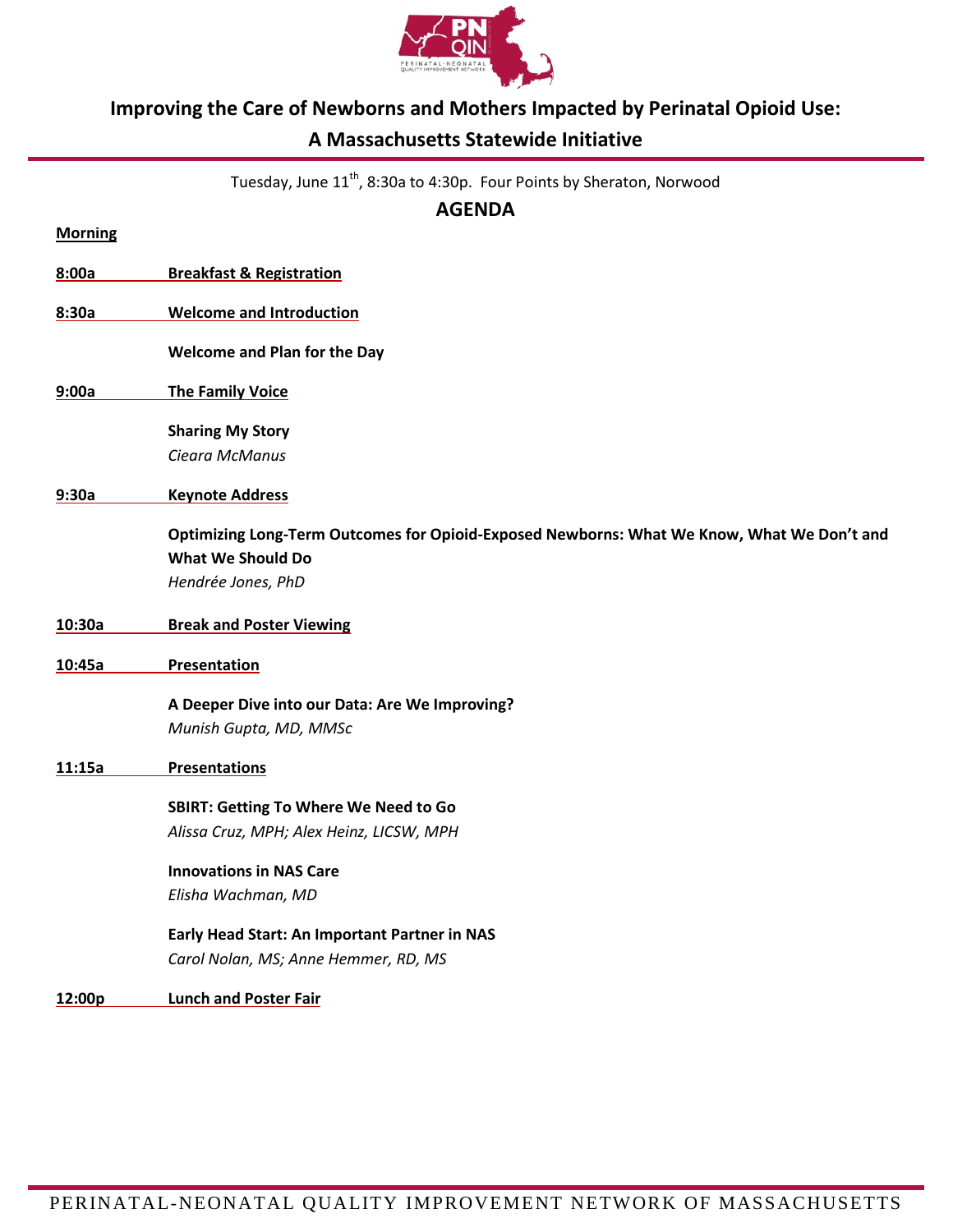# Improving the Care of Newborns and Mothers Impacted by Perinatal Opioid Use: A Massachusetts Statewide Initiative

Tuesday, June 11th, 8:30a to 4:30p. Four Points by Sheraton, Norwood

## AGENDA

**Morning**

**8:00a Breakfast & Registration**

**8:30a Welcome and Introduction**

**Welcome and Plan for the Day**

**9:00a The Family Voice**

**Sharing My Story**
*Cieara McManus*

**9:30a Keynote Address**

**Optimizing Long-Term Outcomes for Opioid-Exposed Newborns: What We Know, What We Don't and What We Should Do**
*Hendrée Jones, PhD*

**10:30a Break and Poster Viewing**

**10:45a Presentation**

**A Deeper Dive into our Data: Are We Improving?**
*Munish Gupta, MD, MMSc*

**11:15a Presentations**

**SBIRT: Getting To Where We Need to Go**
*Alissa Cruz, MPH; Alex Heinz, LICSW, MPH*

**Innovations in NAS Care**
*Elisha Wachman, MD*

**Early Head Start: An Important Partner in NAS**
*Carol Nolan, MS; Anne Hemmer, RD, MS*

**12:00p Lunch and Poster Fair**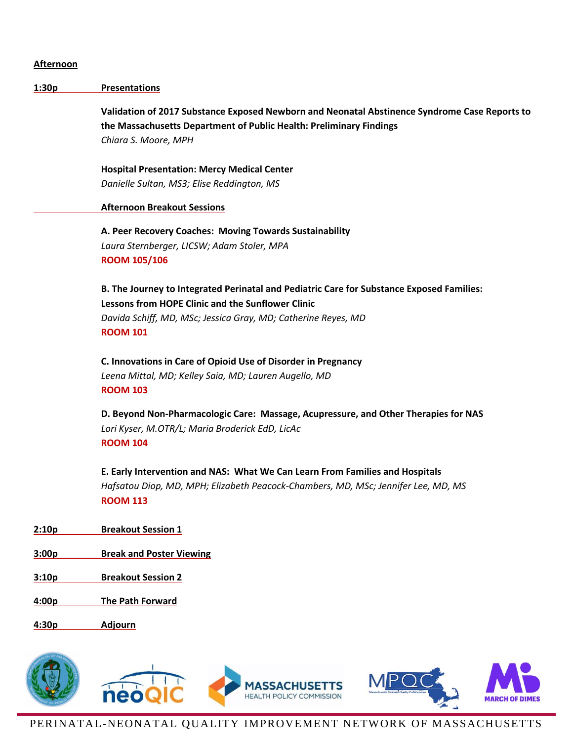**Afternoon**

**1:30p Presentations**

**Validation of 2017 Substance Exposed Newborn and Neonatal Abstinence Syndrome Case Reports to the Massachusetts Department of Public Health: Preliminary Findings**
*Chiara S. Moore, MPH*

**Hospital Presentation: Mercy Medical Center**
*Danielle Sultan, MS3; Elise Reddington, MS*

**Afternoon Breakout Sessions**

**A. Peer Recovery Coaches: Moving Towards Sustainability**
*Laura Sternberger, LICSW; Adam Stoler, MPA*
**ROOM 105/106**

**B. The Journey to Integrated Perinatal and Pediatric Care for Substance Exposed Families: Lessons from HOPE Clinic and the Sunflower Clinic**
*Davida Schiff, MD, MSc; Jessica Gray, MD; Catherine Reyes, MD*
**ROOM 101**

**C. Innovations in Care of Opioid Use of Disorder in Pregnancy**
*Leena Mittal, MD; Kelley Saia, MD; Lauren Augello, MD*
**ROOM 103**

**D. Beyond Non-Pharmacologic Care: Massage, Acupressure, and Other Therapies for NAS**
*Lori Kyser, M.OTR/L; Maria Broderick EdD, LicAc*
**ROOM 104**

**E. Early Intervention and NAS: What We Can Learn From Families and Hospitals**
*Hafsatou Diop, MD, MPH; Elizabeth Peacock-Chambers, MD, MSc; Jennifer Lee, MD, MS*
**ROOM 113**

**2:10p Breakout Session 1**

**3:00p Break and Poster Viewing**

**3:10p Breakout Session 2**

**4:00p The Path Forward**

**4:30p Adjourn**

neoQIC

MASSACHUSETTS HEALTH POLICY COMMISSION

MPQC Massachusetts Perinatal Quality Collaborative

MARCH OF DIMES

PERINATAL-NEONATAL QUALITY IMPROVEMENT NETWORK OF MASSACHUSETTS